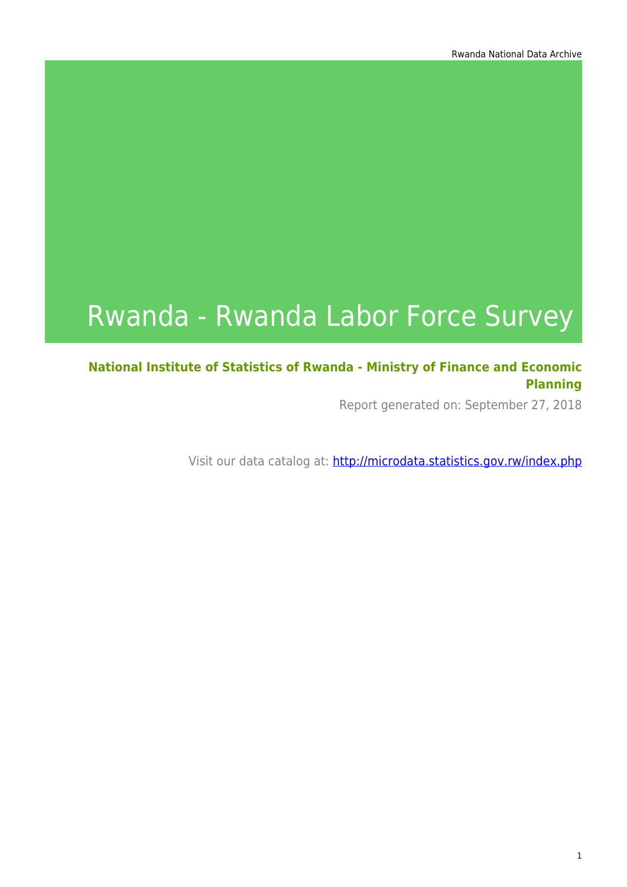# Rwanda - Rwanda Labor Force Survey

**National Institute of Statistics of Rwanda - Ministry of Finance and Economic Planning**

Report generated on: September 27, 2018

Visit our data catalog at: http://microdata.statistics.gov.rw/index.php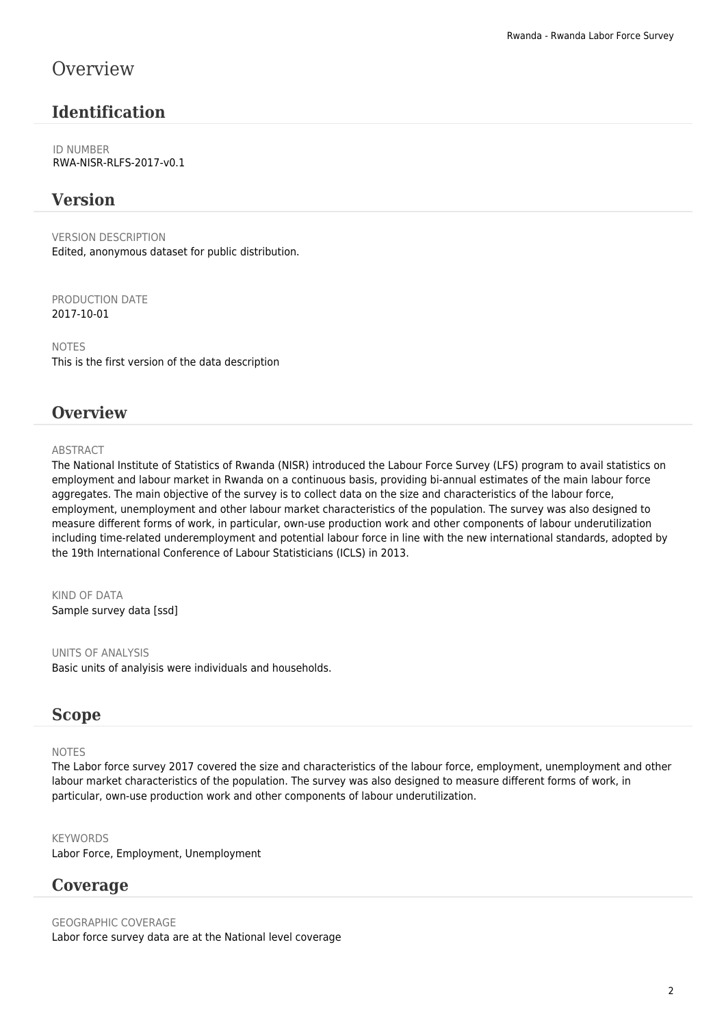# Overview

## Identification

ID NUMBER
RWA-NISR-RLFS-2017-v0.1

## Version

VERSION DESCRIPTION
Edited, anonymous dataset for public distribution.

PRODUCTION DATE
2017-10-01

NOTES
This is the first version of the data description

## Overview

ABSTRACT
The National Institute of Statistics of Rwanda (NISR) introduced the Labour Force Survey (LFS) program to avail statistics on employment and labour market in Rwanda on a continuous basis, providing bi-annual estimates of the main labour force aggregates. The main objective of the survey is to collect data on the size and characteristics of the labour force, employment, unemployment and other labour market characteristics of the population. The survey was also designed to measure different forms of work, in particular, own-use production work and other components of labour underutilization including time-related underemployment and potential labour force in line with the new international standards, adopted by the 19th International Conference of Labour Statisticians (ICLS) in 2013.

KIND OF DATA
Sample survey data [ssd]

UNITS OF ANALYSIS
Basic units of analyisis were individuals and households.

## Scope

NOTES
The Labor force survey 2017 covered the size and characteristics of the labour force, employment, unemployment and other labour market characteristics of the population. The survey was also designed to measure different forms of work, in particular, own-use production work and other components of labour underutilization.

KEYWORDS
Labor Force, Employment, Unemployment

## Coverage

GEOGRAPHIC COVERAGE
Labor force survey data are at the National level coverage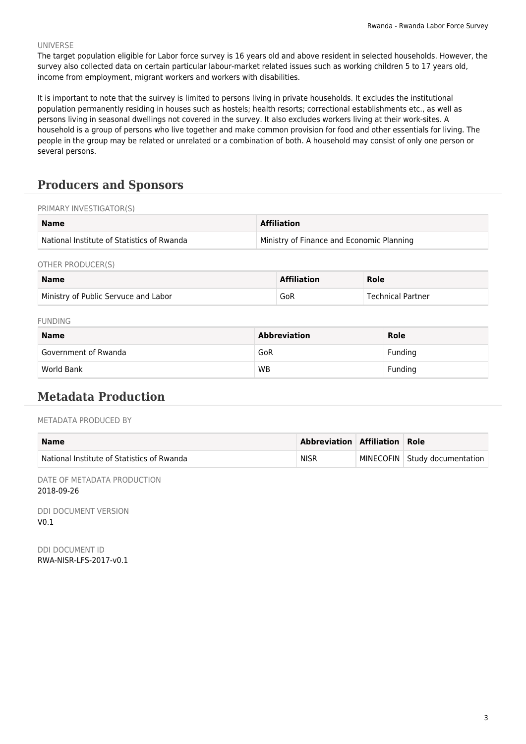UNIVERSE

The target population eligible for Labor force survey is 16 years old and above resident in selected households. However, the survey also collected data on certain particular labour-market related issues such as working children 5 to 17 years old, income from employment, migrant workers and workers with disabilities.

It is important to note that the suirvey is limited to persons living in private households. It excludes the institutional population permanently residing in houses such as hostels; health resorts; correctional establishments etc., as well as persons living in seasonal dwellings not covered in the survey. It also excludes workers living at their work-sites. A household is a group of persons who live together and make common provision for food and other essentials for living. The people in the group may be related or unrelated or a combination of both. A household may consist of only one person or several persons.

## Producers and Sponsors

PRIMARY INVESTIGATOR(S)

| Name | Affiliation |
|---|---|
| National Institute of Statistics of Rwanda | Ministry of Finance and Economic Planning |

OTHER PRODUCER(S)

| Name | Affiliation | Role |
|---|---|---|
| Ministry of Public Servuce and Labor | GoR | Technical Partner |

FUNDING

| Name | Abbreviation | Role |
|---|---|---|
| Government of Rwanda | GoR | Funding |
| World Bank | WB | Funding |

## Metadata Production

METADATA PRODUCED BY

| Name | Abbreviation | Affiliation | Role |
|---|---|---|---|
| National Institute of Statistics of Rwanda | NISR | MINECOFIN | Study documentation |

DATE OF METADATA PRODUCTION

2018-09-26

DDI DOCUMENT VERSION

V0.1

DDI DOCUMENT ID

RWA-NISR-LFS-2017-v0.1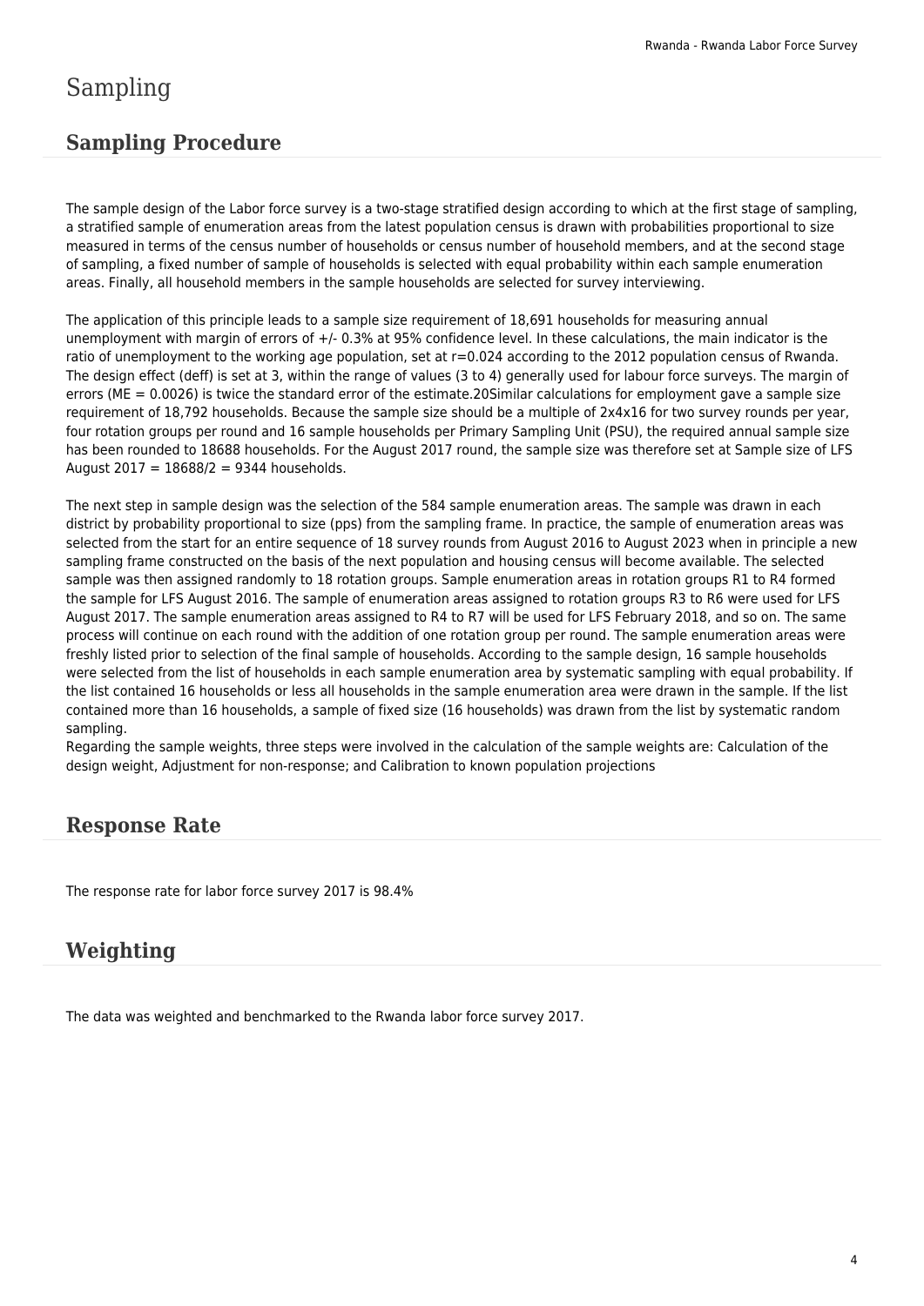# Sampling

## Sampling Procedure

The sample design of the Labor force survey is a two-stage stratified design according to which at the first stage of sampling, a stratified sample of enumeration areas from the latest population census is drawn with probabilities proportional to size measured in terms of the census number of households or census number of household members, and at the second stage of sampling, a fixed number of sample of households is selected with equal probability within each sample enumeration areas. Finally, all household members in the sample households are selected for survey interviewing.

The application of this principle leads to a sample size requirement of 18,691 households for measuring annual unemployment with margin of errors of +/- 0.3% at 95% confidence level. In these calculations, the main indicator is the ratio of unemployment to the working age population, set at r=0.024 according to the 2012 population census of Rwanda. The design effect (deff) is set at 3, within the range of values (3 to 4) generally used for labour force surveys. The margin of errors (ME = 0.0026) is twice the standard error of the estimate.20Similar calculations for employment gave a sample size requirement of 18,792 households. Because the sample size should be a multiple of 2x4x16 for two survey rounds per year, four rotation groups per round and 16 sample households per Primary Sampling Unit (PSU), the required annual sample size has been rounded to 18688 households. For the August 2017 round, the sample size was therefore set at Sample size of LFS August 2017 = 18688/2 = 9344 households.

The next step in sample design was the selection of the 584 sample enumeration areas. The sample was drawn in each district by probability proportional to size (pps) from the sampling frame. In practice, the sample of enumeration areas was selected from the start for an entire sequence of 18 survey rounds from August 2016 to August 2023 when in principle a new sampling frame constructed on the basis of the next population and housing census will become available. The selected sample was then assigned randomly to 18 rotation groups. Sample enumeration areas in rotation groups R1 to R4 formed the sample for LFS August 2016. The sample of enumeration areas assigned to rotation groups R3 to R6 were used for LFS August 2017. The sample enumeration areas assigned to R4 to R7 will be used for LFS February 2018, and so on. The same process will continue on each round with the addition of one rotation group per round. The sample enumeration areas were freshly listed prior to selection of the final sample of households. According to the sample design, 16 sample households were selected from the list of households in each sample enumeration area by systematic sampling with equal probability. If the list contained 16 households or less all households in the sample enumeration area were drawn in the sample. If the list contained more than 16 households, a sample of fixed size (16 households) was drawn from the list by systematic random sampling.
Regarding the sample weights, three steps were involved in the calculation of the sample weights are: Calculation of the design weight, Adjustment for non-response; and Calibration to known population projections

## Response Rate

The response rate for labor force survey 2017 is 98.4%

## Weighting

The data was weighted and benchmarked to the Rwanda labor force survey 2017.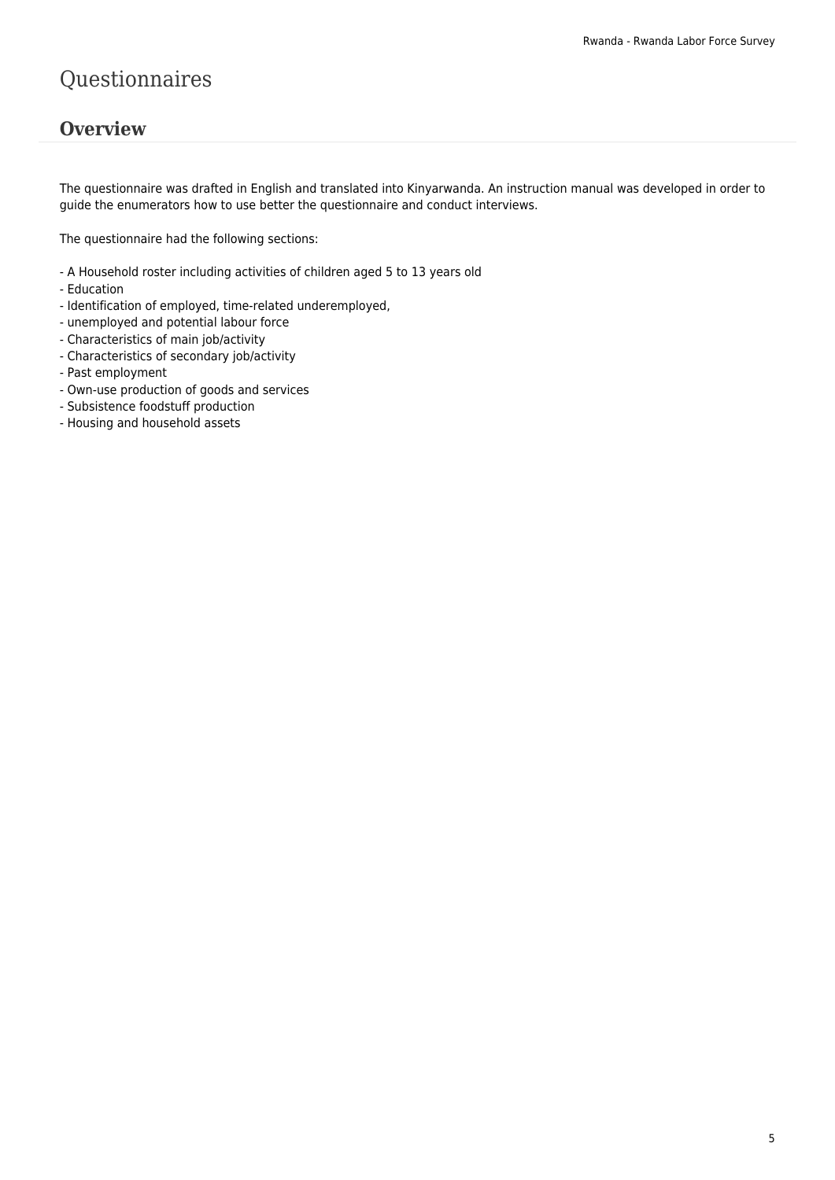# Questionnaires

## Overview

The questionnaire was drafted in English and translated into Kinyarwanda. An instruction manual was developed in order to guide the enumerators how to use better the questionnaire and conduct interviews.

The questionnaire had the following sections:

- A Household roster including activities of children aged 5 to 13 years old
- Education
- Identification of employed, time-related underemployed,
- unemployed and potential labour force
- Characteristics of main job/activity
- Characteristics of secondary job/activity
- Past employment
- Own-use production of goods and services
- Subsistence foodstuff production
- Housing and household assets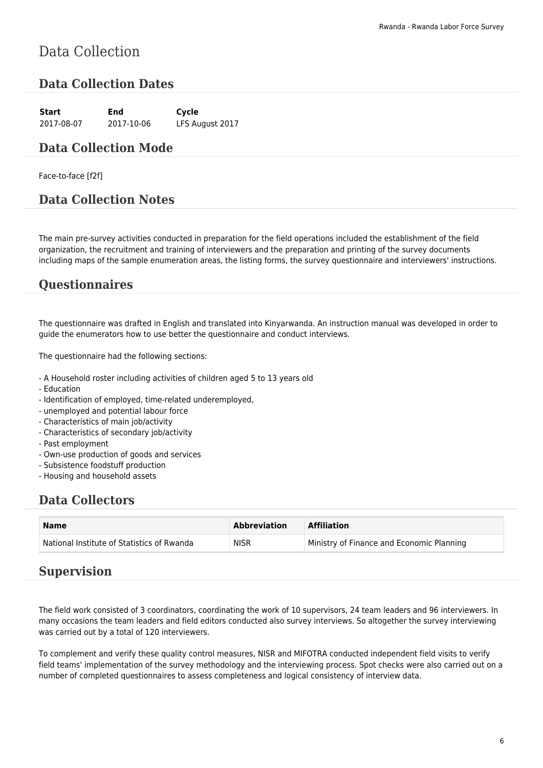# Data Collection

## Data Collection Dates

| Start | End | Cycle |
|---|---|---|
| 2017-08-07 | 2017-10-06 | LFS August 2017 |

## Data Collection Mode

Face-to-face [f2f]

## Data Collection Notes

The main pre-survey activities conducted in preparation for the field operations included the establishment of the field organization, the recruitment and training of interviewers and the preparation and printing of the survey documents including maps of the sample enumeration areas, the listing forms, the survey questionnaire and interviewers' instructions.

## Questionnaires

The questionnaire was drafted in English and translated into Kinyarwanda. An instruction manual was developed in order to guide the enumerators how to use better the questionnaire and conduct interviews.

The questionnaire had the following sections:

- A Household roster including activities of children aged 5 to 13 years old
- Education
- Identification of employed, time-related underemployed,
- unemployed and potential labour force
- Characteristics of main job/activity
- Characteristics of secondary job/activity
- Past employment
- Own-use production of goods and services
- Subsistence foodstuff production
- Housing and household assets

## Data Collectors

| Name | Abbreviation | Affiliation |
|---|---|---|
| National Institute of Statistics of Rwanda | NISR | Ministry of Finance and Economic Planning |

## Supervision

The field work consisted of 3 coordinators, coordinating the work of 10 supervisors, 24 team leaders and 96 interviewers. In many occasions the team leaders and field editors conducted also survey interviews. So altogether the survey interviewing was carried out by a total of 120 interviewers.

To complement and verify these quality control measures, NISR and MIFOTRA conducted independent field visits to verify field teams' implementation of the survey methodology and the interviewing process. Spot checks were also carried out on a number of completed questionnaires to assess completeness and logical consistency of interview data.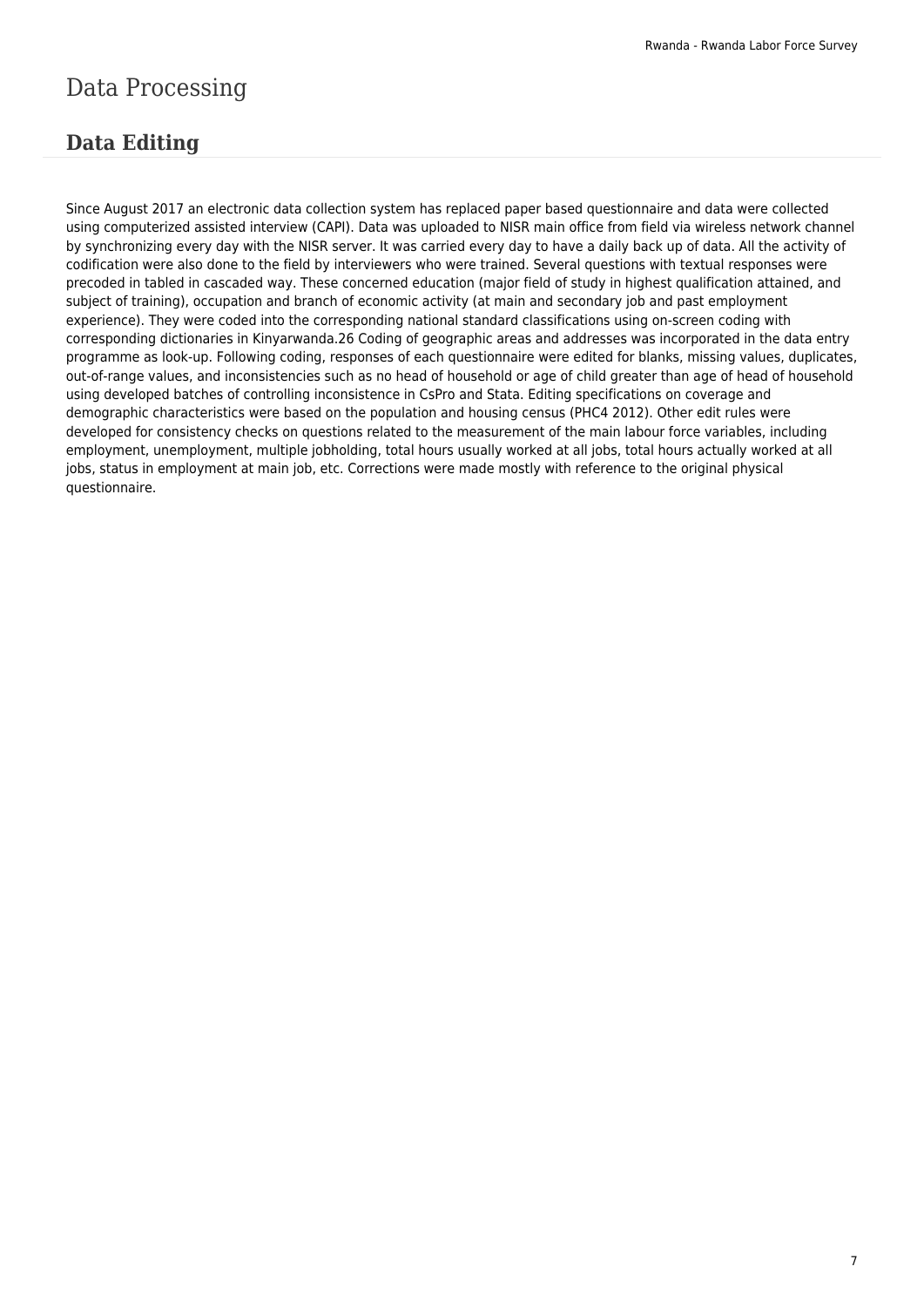# Data Processing

## Data Editing

Since August 2017 an electronic data collection system has replaced paper based questionnaire and data were collected using computerized assisted interview (CAPI). Data was uploaded to NISR main office from field via wireless network channel by synchronizing every day with the NISR server. It was carried every day to have a daily back up of data. All the activity of codification were also done to the field by interviewers who were trained. Several questions with textual responses were precoded in tabled in cascaded way. These concerned education (major field of study in highest qualification attained, and subject of training), occupation and branch of economic activity (at main and secondary job and past employment experience). They were coded into the corresponding national standard classifications using on-screen coding with corresponding dictionaries in Kinyarwanda.26 Coding of geographic areas and addresses was incorporated in the data entry programme as look-up. Following coding, responses of each questionnaire were edited for blanks, missing values, duplicates, out-of-range values, and inconsistencies such as no head of household or age of child greater than age of head of household using developed batches of controlling inconsistence in CsPro and Stata. Editing specifications on coverage and demographic characteristics were based on the population and housing census (PHC4 2012). Other edit rules were developed for consistency checks on questions related to the measurement of the main labour force variables, including employment, unemployment, multiple jobholding, total hours usually worked at all jobs, total hours actually worked at all jobs, status in employment at main job, etc. Corrections were made mostly with reference to the original physical questionnaire.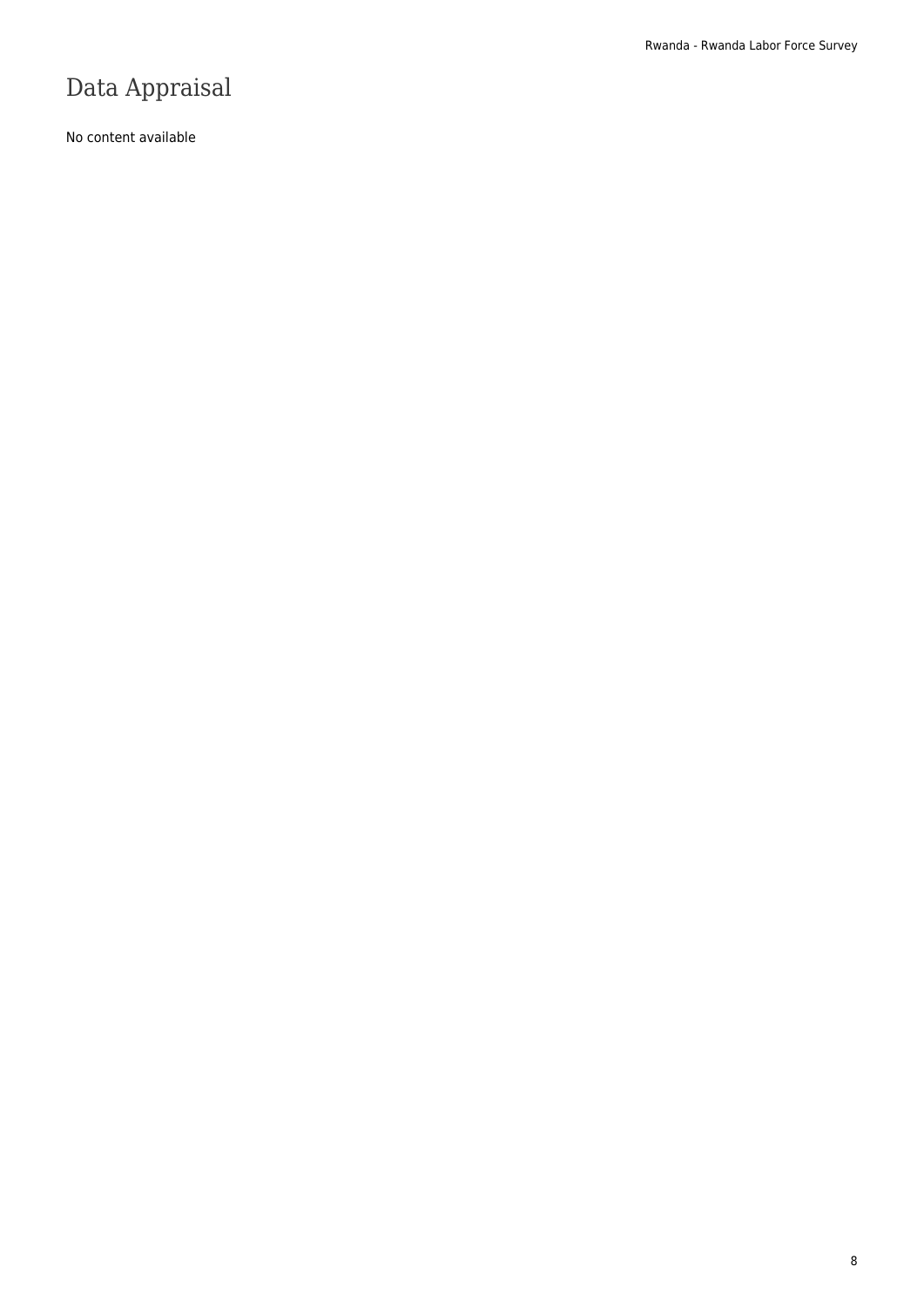# Data Appraisal

No content available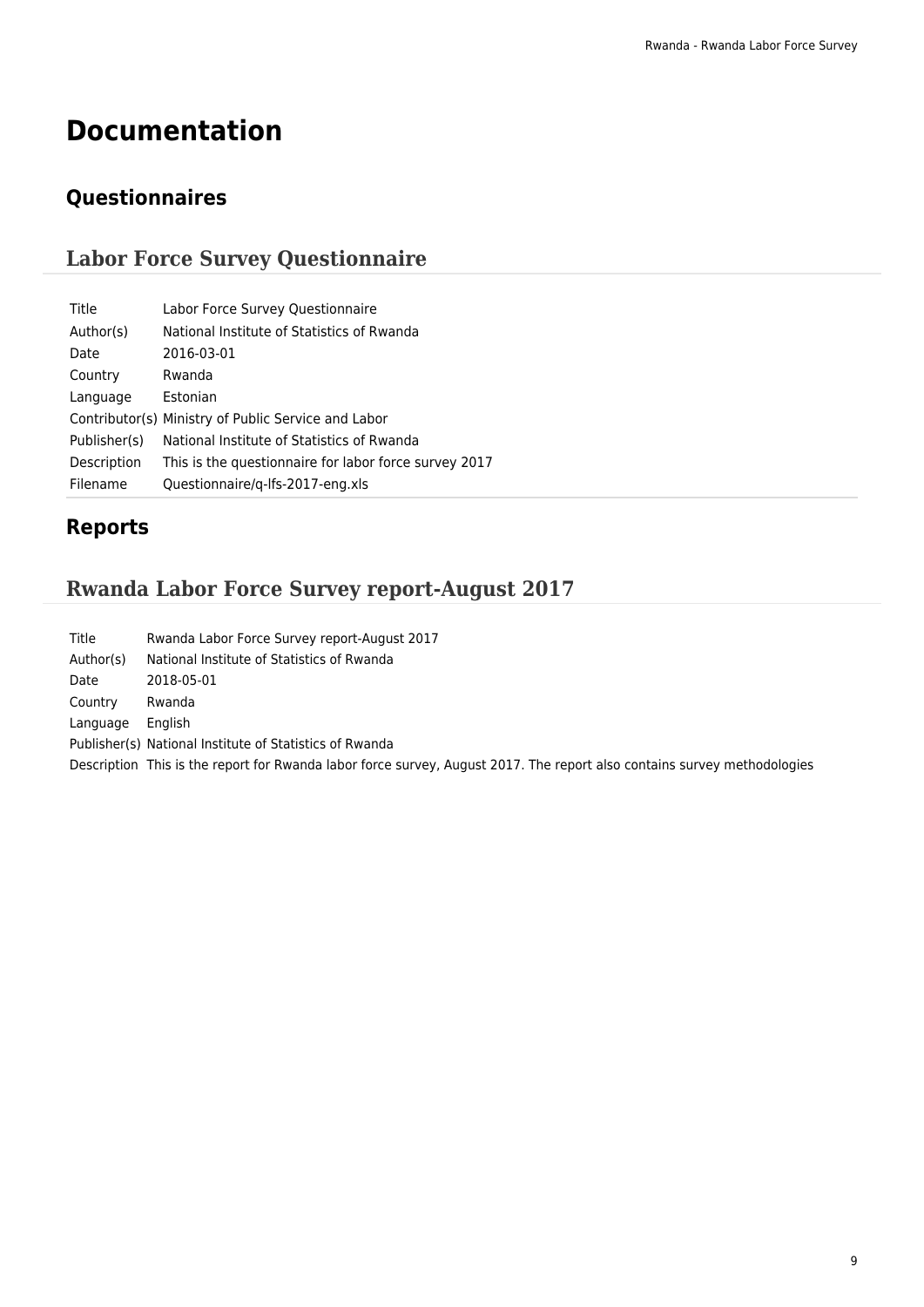# Documentation

## Questionnaires

### Labor Force Survey Questionnaire

| | |
|---|---|
| Title | Labor Force Survey Questionnaire |
| Author(s) | National Institute of Statistics of Rwanda |
| Date | 2016-03-01 |
| Country | Rwanda |
| Language | Estonian |
| Contributor(s) | Ministry of Public Service and Labor |
| Publisher(s) | National Institute of Statistics of Rwanda |
| Description | This is the questionnaire for labor force survey 2017 |
| Filename | Questionnaire/q-lfs-2017-eng.xls |

## Reports

### Rwanda Labor Force Survey report-August 2017

| | |
|---|---|
| Title | Rwanda Labor Force Survey report-August 2017 |
| Author(s) | National Institute of Statistics of Rwanda |
| Date | 2018-05-01 |
| Country | Rwanda |
| Language | English |
| Publisher(s) | National Institute of Statistics of Rwanda |
| Description | This is the report for Rwanda labor force survey, August 2017. The report also contains survey methodologies |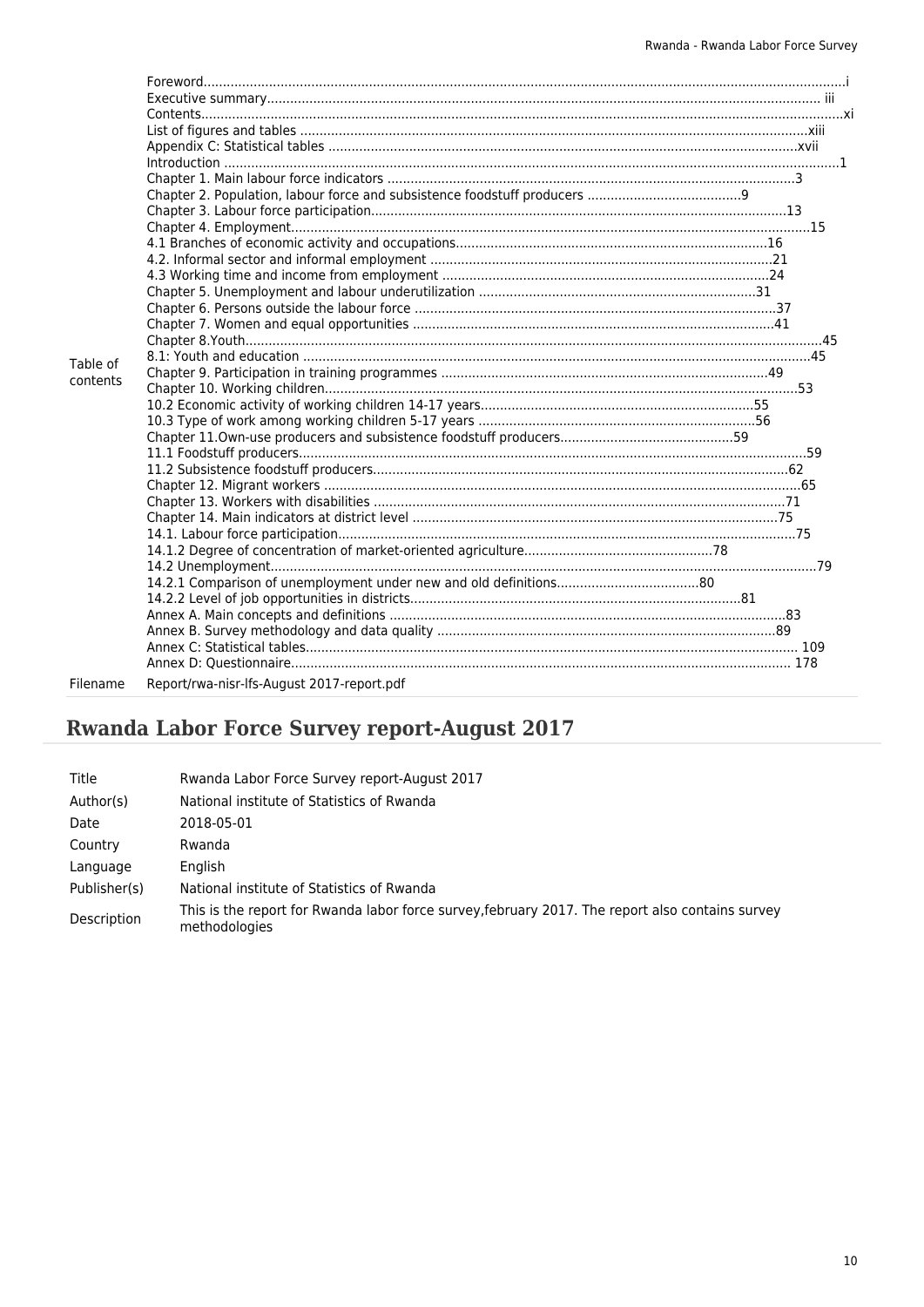| | |
|---|---|
| Table of contents | Foreword...i<br>Executive summary... iii<br>Contents...xi<br>List of figures and tables ...xiii<br>Appendix C: Statistical tables ...xvii<br>Introduction ...1<br>Chapter 1. Main labour force indicators ...3<br>Chapter 2. Population, labour force and subsistence foodstuff producers ...9<br>Chapter 3. Labour force participation...13<br>Chapter 4. Employment...15<br>4.1 Branches of economic activity and occupations...16<br>4.2. Informal sector and informal employment ...21<br>4.3 Working time and income from employment ...24<br>Chapter 5. Unemployment and labour underutilization ...31<br>Chapter 6. Persons outside the labour force ...37<br>Chapter 7. Women and equal opportunities ...41<br>Chapter 8.Youth...45<br>8.1: Youth and education ...45<br>Chapter 9. Participation in training programmes ...49<br>Chapter 10. Working children...53<br>10.2 Economic activity of working children 14-17 years...55<br>10.3 Type of work among working children 5-17 years ...56<br>Chapter 11.Own-use producers and subsistence foodstuff producers...59<br>11.1 Foodstuff producers...59<br>11.2 Subsistence foodstuff producers...62<br>Chapter 12. Migrant workers ...65<br>Chapter 13. Workers with disabilities ...71<br>Chapter 14. Main indicators at district level ...75<br>14.1. Labour force participation...75<br>14.1.2 Degree of concentration of market-oriented agriculture...78<br>14.2 Unemployment...79<br>14.2.1 Comparison of unemployment under new and old definitions...80<br>14.2.2 Level of job opportunities in districts...81<br>Annex A. Main concepts and definitions ...83<br>Annex B. Survey methodology and data quality ...89<br>Annex C: Statistical tables... 109<br>Annex D: Questionnaire... 178 |
| Filename | Report/rwa-nisr-lfs-August 2017-report.pdf |

## Rwanda Labor Force Survey report-August 2017

| | |
|---|---|
| Title | Rwanda Labor Force Survey report-August 2017 |
| Author(s) | National institute of Statistics of Rwanda |
| Date | 2018-05-01 |
| Country | Rwanda |
| Language | English |
| Publisher(s) | National institute of Statistics of Rwanda |
| Description | This is the report for Rwanda labor force survey,february 2017. The report also contains survey methodologies |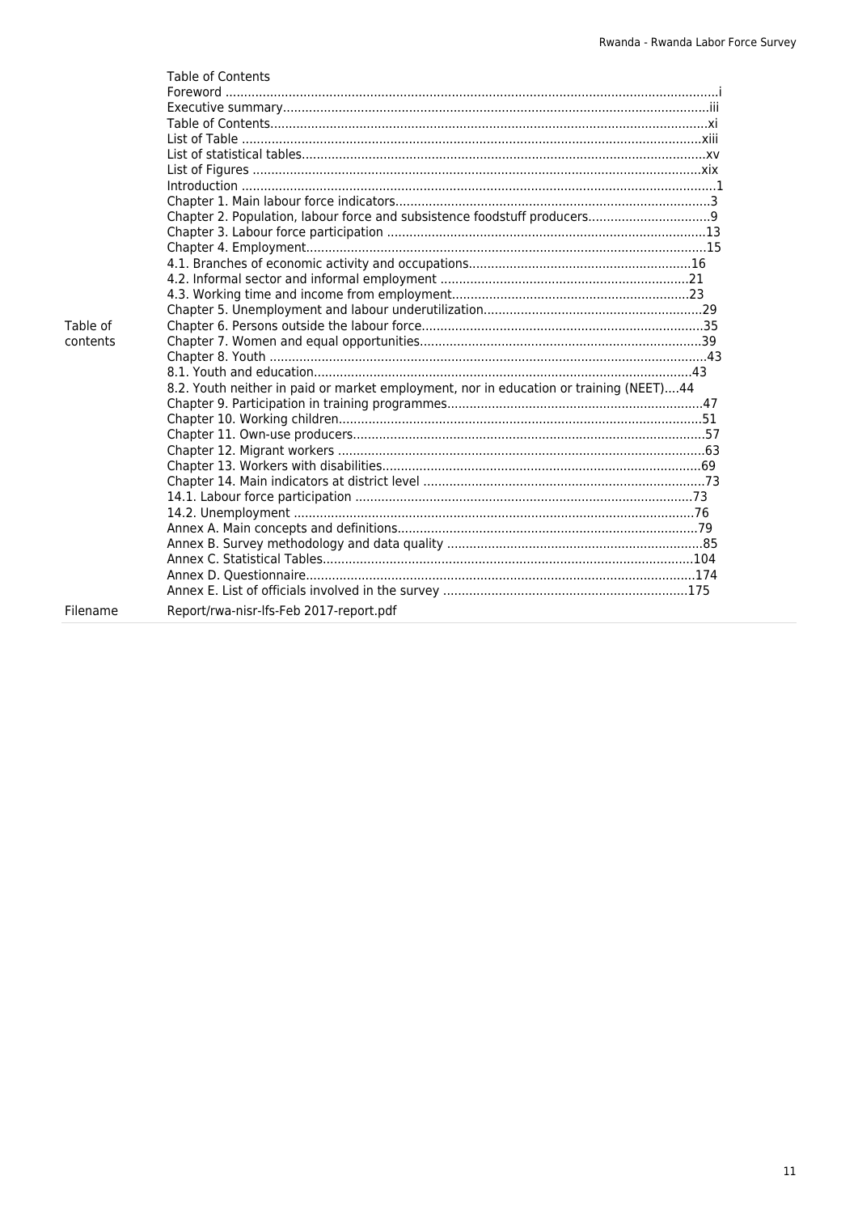| | |
|---|---|
| Table of contents | Table of Contents<br>Foreword ....i<br>Executive summary....iii<br>Table of Contents....xi<br>List of Table ....xiii<br>List of statistical tables....xv<br>List of Figures ....xix<br>Introduction ....1<br>Chapter 1. Main labour force indicators....3<br>Chapter 2. Population, labour force and subsistence foodstuff producers....9<br>Chapter 3. Labour force participation ....13<br>Chapter 4. Employment....15<br>4.1. Branches of economic activity and occupations....16<br>4.2. Informal sector and informal employment ....21<br>4.3. Working time and income from employment....23<br>Chapter 5. Unemployment and labour underutilization....29<br>Chapter 6. Persons outside the labour force....35<br>Chapter 7. Women and equal opportunities....39<br>Chapter 8. Youth ....43<br>8.1. Youth and education....43<br>8.2. Youth neither in paid or market employment, nor in education or training (NEET)....44<br>Chapter 9. Participation in training programmes....47<br>Chapter 10. Working children....51<br>Chapter 11. Own-use producers....57<br>Chapter 12. Migrant workers ....63<br>Chapter 13. Workers with disabilities....69<br>Chapter 14. Main indicators at district level ....73<br>14.1. Labour force participation ....73<br>14.2. Unemployment ....76<br>Annex A. Main concepts and definitions....79<br>Annex B. Survey methodology and data quality ....85<br>Annex C. Statistical Tables....104<br>Annex D. Questionnaire....174<br>Annex E. List of officials involved in the survey ....175 |
| Filename | Report/rwa-nisr-lfs-Feb 2017-report.pdf |